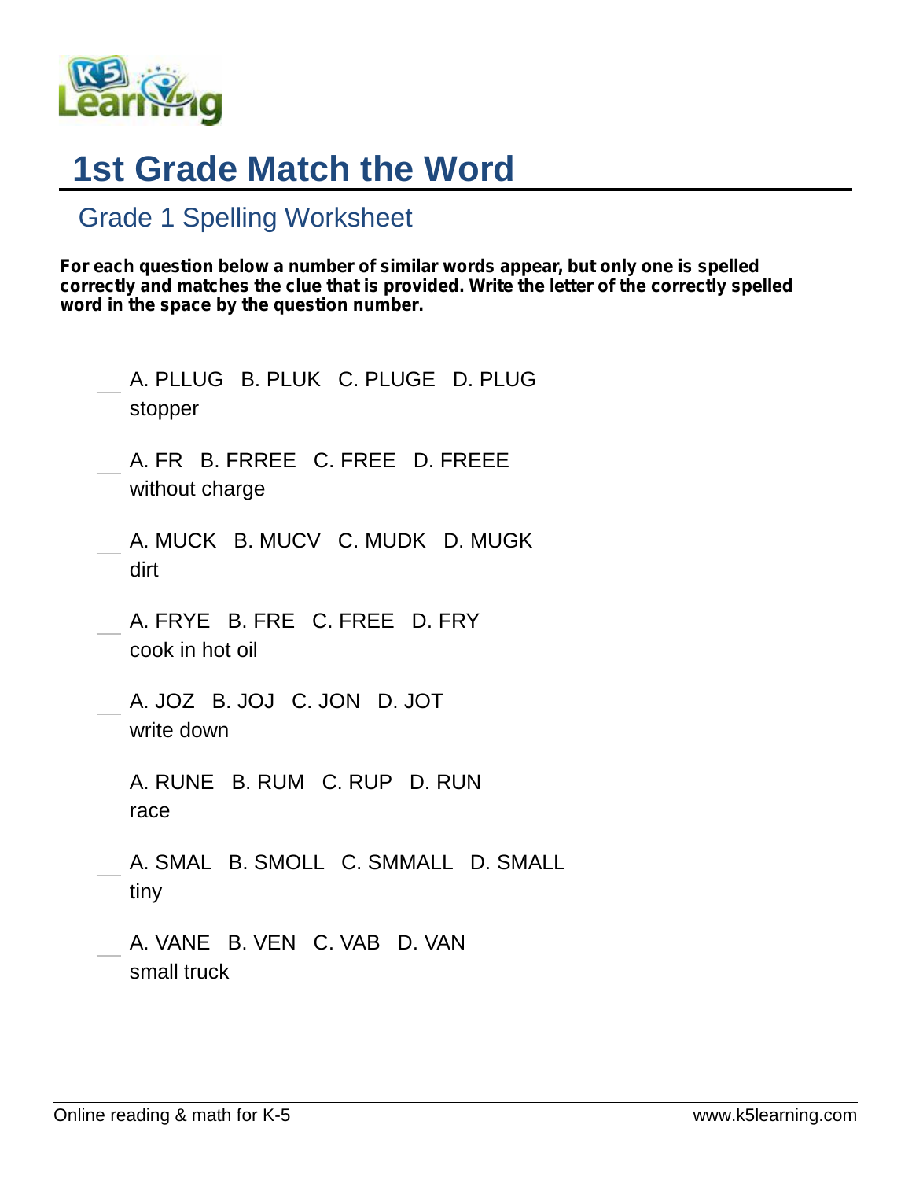# 1st Grade Match the Word

## Grade 1 Spelling Worksheet

**For each question below a number of similar words appear, but only one is spelled correctly and matches the clue that is provided. Write the letter of the correctly spelled word in the space by the question number.**

___ A. PLLUG   B. PLUK   C. PLUGE   D. PLUG
stopper

___ A. FR   B. FRREE   C. FREE   D. FREEE
without charge

___ A. MUCK   B. MUCV   C. MUDK   D. MUGK
dirt

___ A. FRYE   B. FRE   C. FREE   D. FRY
cook in hot oil

___ A. JOZ   B. JOJ   C. JON   D. JOT
write down

___ A. RUNE   B. RUM   C. RUP   D. RUN
race

___ A. SMAL   B. SMOLL   C. SMMALL   D. SMALL
tiny

___ A. VANE   B. VEN   C. VAB   D. VAN
small truck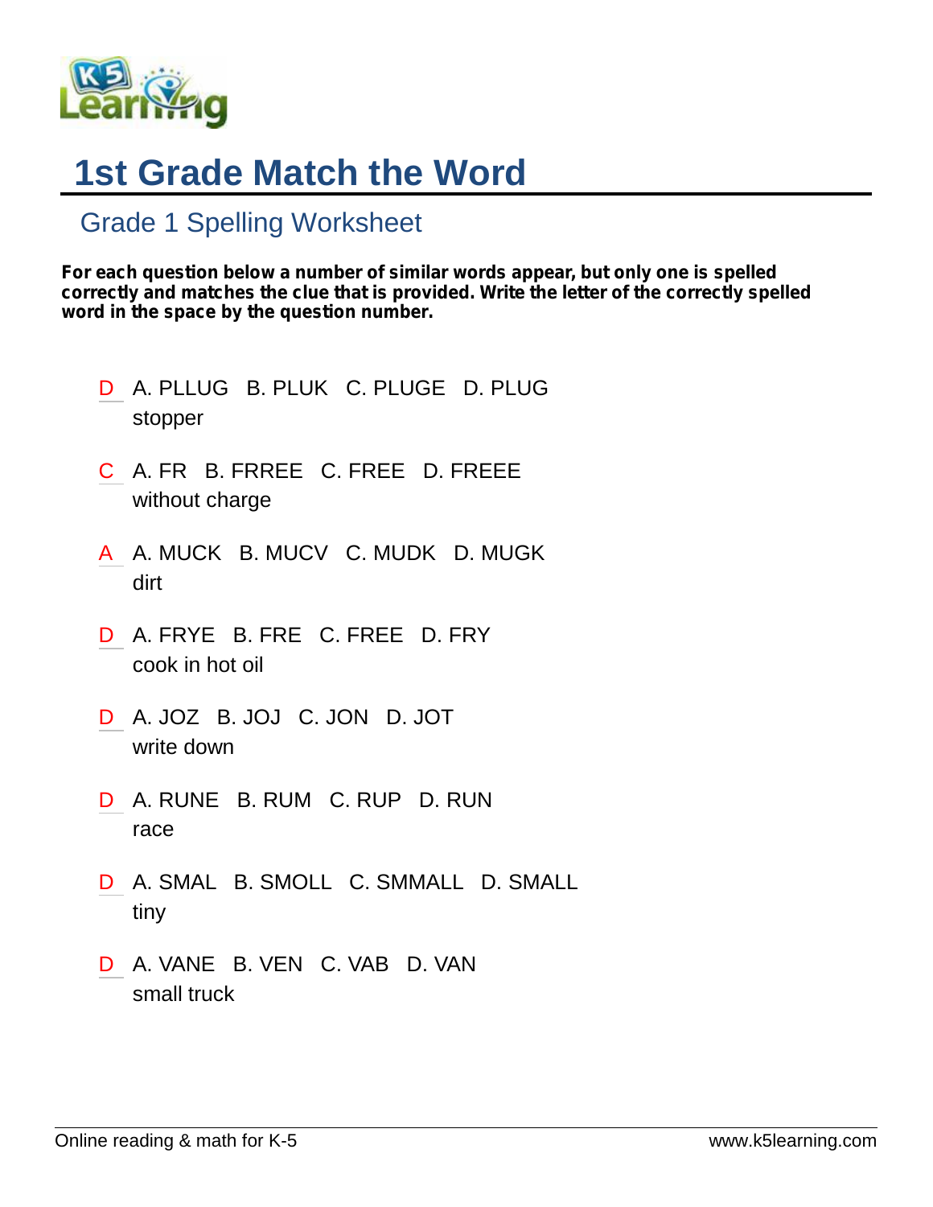# 1st Grade Match the Word

## Grade 1 Spelling Worksheet

**For each question below a number of similar words appear, but only one is spelled correctly and matches the clue that is provided. Write the letter of the correctly spelled word in the space by the question number.**

D A. PLLUG B. PLUK C. PLUGE D. PLUG
stopper

C A. FR B. FRREE C. FREE D. FREEE
without charge

A A. MUCK B. MUCV C. MUDK D. MUGK
dirt

D A. FRYE B. FRE C. FREE D. FRY
cook in hot oil

D A. JOZ B. JOJ C. JON D. JOT
write down

D A. RUNE B. RUM C. RUP D. RUN
race

D A. SMAL B. SMOLL C. SMMALL D. SMALL
tiny

D A. VANE B. VEN C. VAB D. VAN
small truck